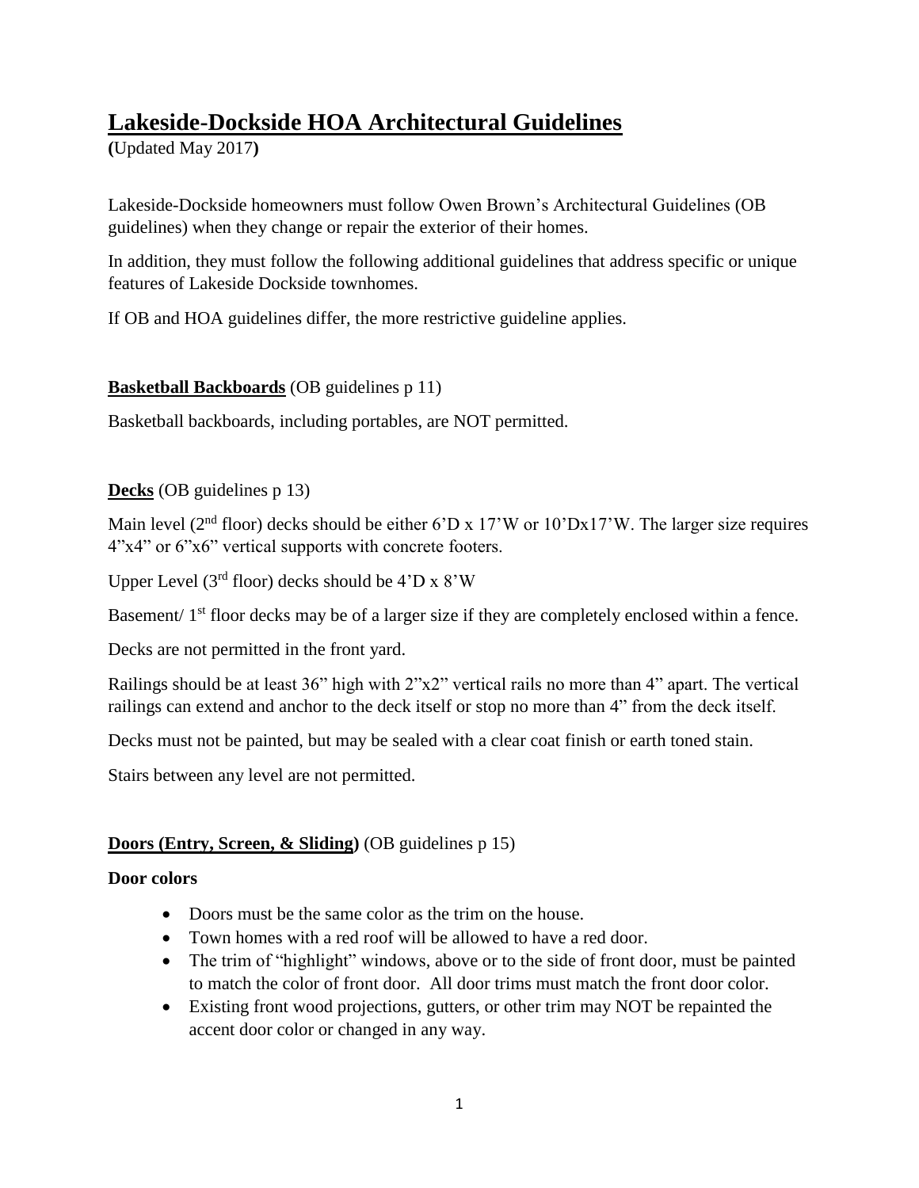# Lakeside-Dockside HOA Architectural Guidelines

**(**Updated May 2017**)**

Lakeside-Dockside homeowners must follow Owen Brown's Architectural Guidelines (OB guidelines) when they change or repair the exterior of their homes.

In addition, they must follow the following additional guidelines that address specific or unique features of Lakeside Dockside townhomes.

If OB and HOA guidelines differ, the more restrictive guideline applies.

**Basketball Backboards** (OB guidelines p 11)

Basketball backboards, including portables, are NOT permitted.

**Decks** (OB guidelines p 13)

Main level (2nd floor) decks should be either 6'D x 17'W or 10'Dx17'W. The larger size requires 4"x4" or 6"x6" vertical supports with concrete footers.

Upper Level (3rd floor) decks should be 4'D x 8'W

Basement/ 1st floor decks may be of a larger size if they are completely enclosed within a fence.

Decks are not permitted in the front yard.

Railings should be at least 36" high with 2"x2" vertical rails no more than 4" apart. The vertical railings can extend and anchor to the deck itself or stop no more than 4" from the deck itself.

Decks must not be painted, but may be sealed with a clear coat finish or earth toned stain.

Stairs between any level are not permitted.

**Doors (Entry, Screen, & Sliding)** (OB guidelines p 15)

**Door colors**

- Doors must be the same color as the trim on the house.
- Town homes with a red roof will be allowed to have a red door.
- The trim of "highlight" windows, above or to the side of front door, must be painted to match the color of front door. All door trims must match the front door color.
- Existing front wood projections, gutters, or other trim may NOT be repainted the accent door color or changed in any way.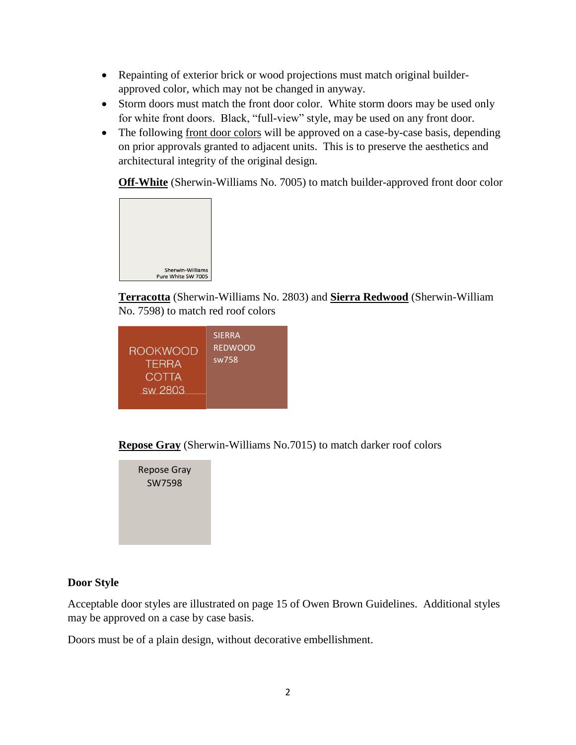- Repainting of exterior brick or wood projections must match original builder-approved color, which may not be changed in anyway.
- Storm doors must match the front door color. White storm doors may be used only for white front doors. Black, "full-view" style, may be used on any front door.
- The following front door colors will be approved on a case-by-case basis, depending on prior approvals granted to adjacent units. This is to preserve the aesthetics and architectural integrity of the original design.

  **Off-White** (Sherwin-Williams No. 7005) to match builder-approved front door color

  Sherwin-Williams Pure White SW 7005

  **Terracotta** (Sherwin-Williams No. 2803) and **Sierra Redwood** (Sherwin-William No. 7598) to match red roof colors

  ROOKWOOD TERRA COTTA SW 2803

  SIERRA REDWOOD sw758

  **Repose Gray** (Sherwin-Williams No.7015) to match darker roof colors

  Repose Gray SW7598

**Door Style**

Acceptable door styles are illustrated on page 15 of Owen Brown Guidelines. Additional styles may be approved on a case by case basis.

Doors must be of a plain design, without decorative embellishment.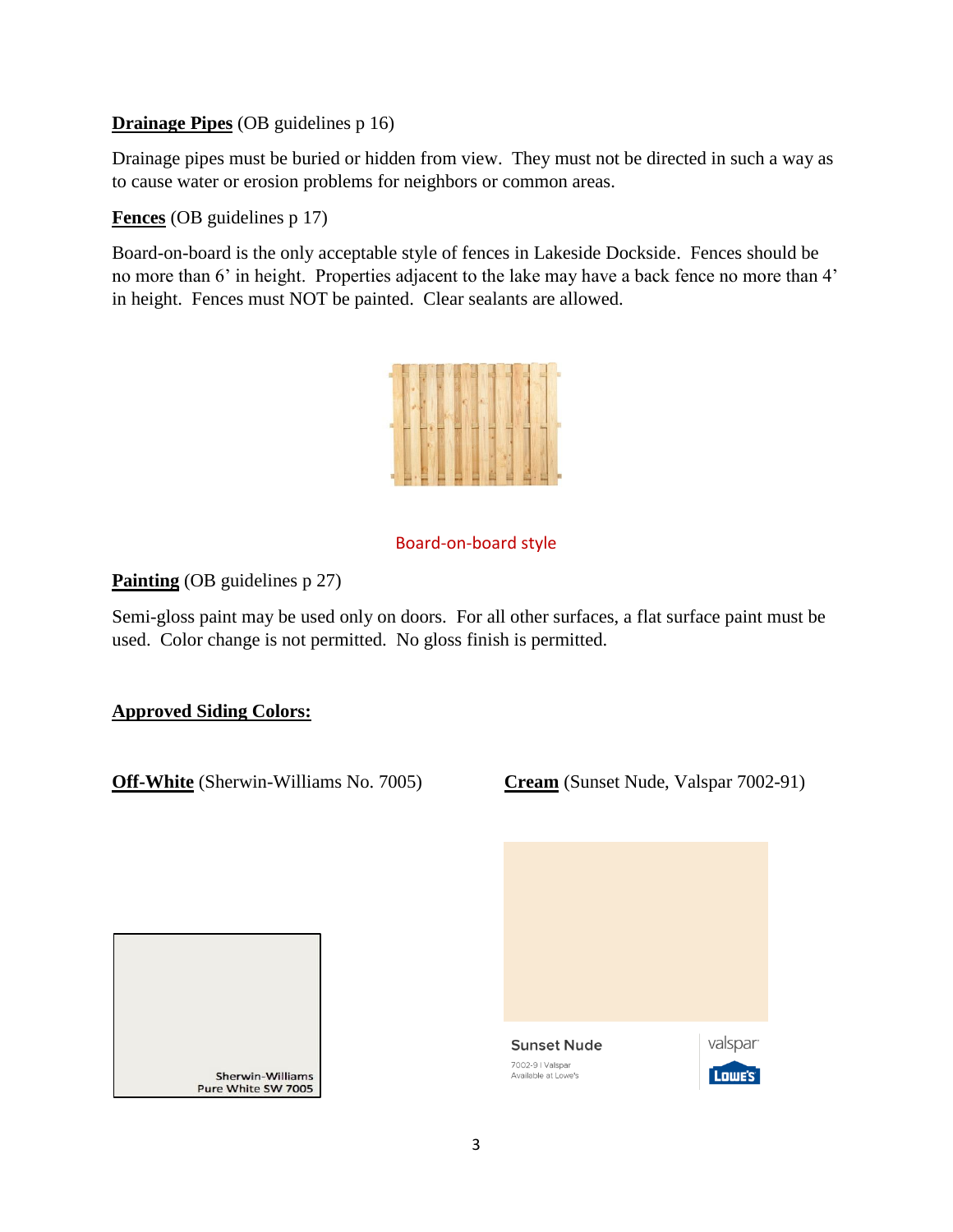**Drainage Pipes** (OB guidelines p 16)

Drainage pipes must be buried or hidden from view. They must not be directed in such a way as to cause water or erosion problems for neighbors or common areas.

**Fences** (OB guidelines p 17)

Board-on-board is the only acceptable style of fences in Lakeside Dockside. Fences should be no more than 6' in height. Properties adjacent to the lake may have a back fence no more than 4' in height. Fences must NOT be painted. Clear sealants are allowed.

Board-on-board style

**Painting** (OB guidelines p 27)

Semi-gloss paint may be used only on doors. For all other surfaces, a flat surface paint must be used. Color change is not permitted. No gloss finish is permitted.

**Approved Siding Colors:**

**Off-White** (Sherwin-Williams No. 7005)

Sherwin-Williams
Pure White SW 7005

**Cream** (Sunset Nude, Valspar 7002-91)

Sunset Nude
7002-9 | Valspar
Available at Lowe's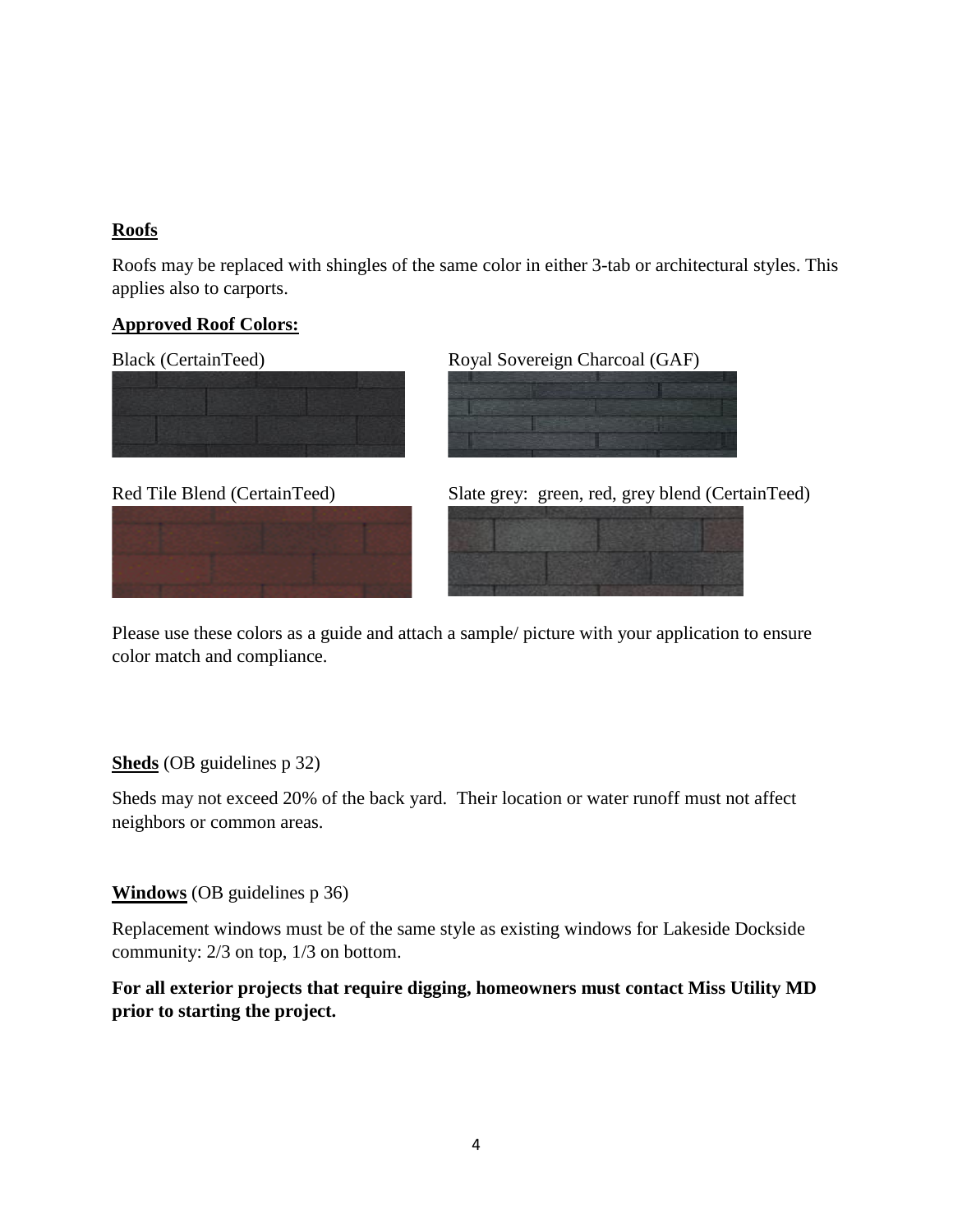**Roofs**

Roofs may be replaced with shingles of the same color in either 3-tab or architectural styles. This applies also to carports.

**Approved Roof Colors:**

Black (CertainTeed)

Royal Sovereign Charcoal (GAF)

Red Tile Blend (CertainTeed)

Slate grey: green, red, grey blend (CertainTeed)

Please use these colors as a guide and attach a sample/ picture with your application to ensure color match and compliance.

**Sheds** (OB guidelines p 32)

Sheds may not exceed 20% of the back yard. Their location or water runoff must not affect neighbors or common areas.

**Windows** (OB guidelines p 36)

Replacement windows must be of the same style as existing windows for Lakeside Dockside community: 2/3 on top, 1/3 on bottom.

**For all exterior projects that require digging, homeowners must contact Miss Utility MD prior to starting the project.**